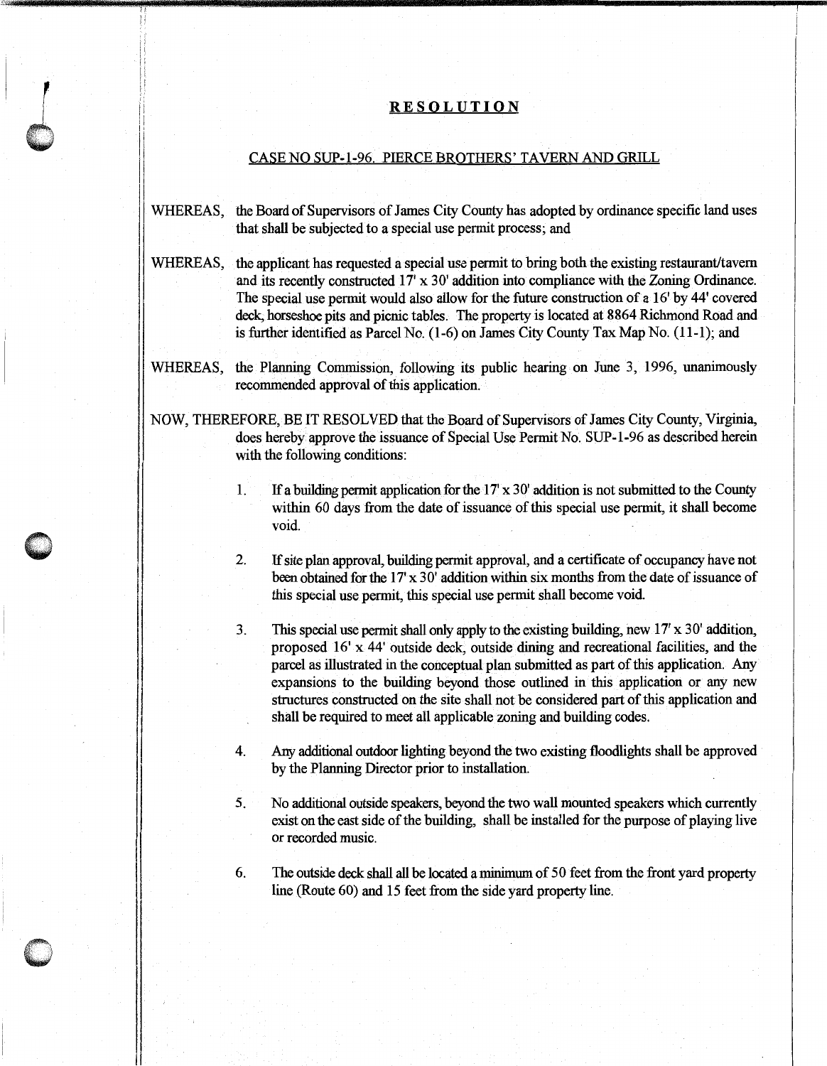# RESOLUTION

## CASE NO SUP-1-96. PIERCE BROTHERS' TAVERN AND GRILL

WHEREAS, the Board of Supervisors of James City County has adopted by ordinance specific land uses that shall be subjected to a special use permit process; and

WHEREAS, the applicant has requested a special use permit to bring both the existing restaurant/tavern and its recently constructed 17' x 30' addition into compliance with the Zoning Ordinance. The special use permit would also allow for the future construction of a 16' by 44' covered deck, horseshoe pits and picnic tables. The property is located at 8864 Richmond Road and is further identified as Parcel No. (1-6) on James City County Tax Map No. (11-1); and

WHEREAS, the Planning Commission, following its public hearing on June 3, 1996, unanimously recommended approval of this application.

NOW, THEREFORE, BE IT RESOLVED that the Board of Supervisors of James City County, Virginia, does hereby approve the issuance of Special Use Permit No. SUP-1-96 as described herein with the following conditions:

1. If a building permit application for the 17' x 30' addition is not submitted to the County within 60 days from the date of issuance of this special use permit, it shall become void.

2. If site plan approval, building permit approval, and a certificate of occupancy have not been obtained for the 17' x 30' addition within six months from the date of issuance of this special use permit, this special use permit shall become void.

3. This special use permit shall only apply to the existing building, new 17' x 30' addition, proposed 16' x 44' outside deck, outside dining and recreational facilities, and the parcel as illustrated in the conceptual plan submitted as part of this application. Any expansions to the building beyond those outlined in this application or any new structures constructed on the site shall not be considered part of this application and shall be required to meet all applicable zoning and building codes.

4. Any additional outdoor lighting beyond the two existing floodlights shall be approved by the Planning Director prior to installation.

5. No additional outside speakers, beyond the two wall mounted speakers which currently exist on the east side of the building, shall be installed for the purpose of playing live or recorded music.

6. The outside deck shall all be located a minimum of 50 feet from the front yard property line (Route 60) and 15 feet from the side yard property line.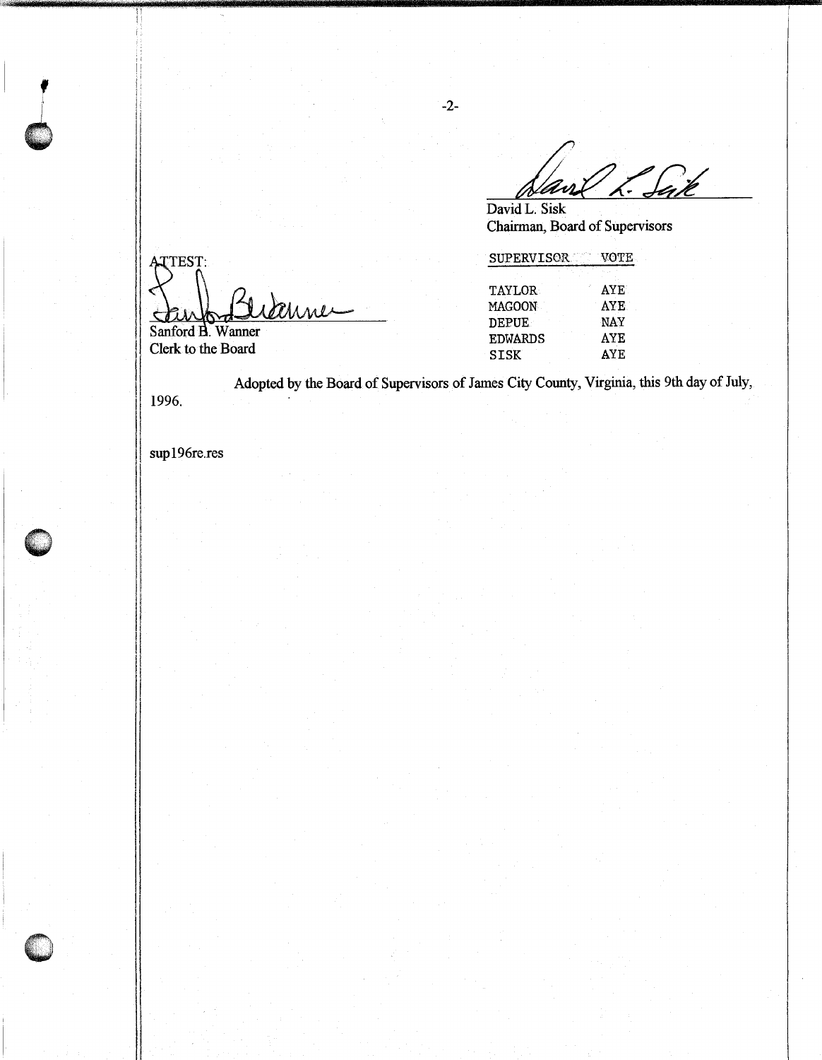David L. Sisk
Chairman, Board of Supervisors

ATTEST:

Sanford B. Wanner
Clerk to the Board

| SUPERVISOR | VOTE |
| --- | --- |
| TAYLOR | AYE |
| MAGOON | AYE |
| DEPUE | NAY |
| EDWARDS | AYE |
| SISK | AYE |

Adopted by the Board of Supervisors of James City County, Virginia, this 9th day of July, 1996.

sup196re.res